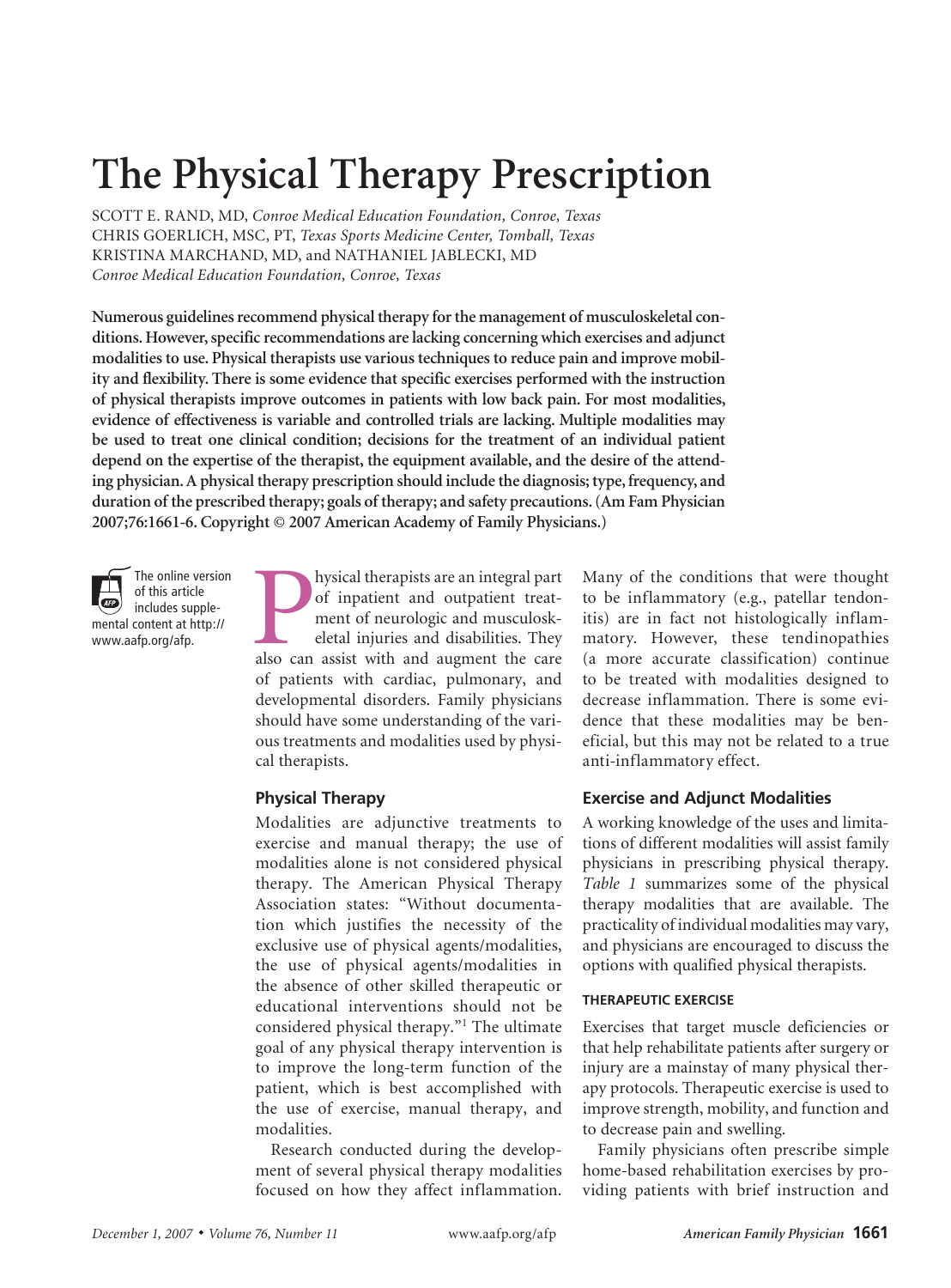# The Physical Therapy Prescription

SCOTT E. RAND, MD, *Conroe Medical Education Foundation, Conroe, Texas*
CHRIS GOERLICH, MSC, PT, *Texas Sports Medicine Center, Tomball, Texas*
KRISTINA MARCHAND, MD, and NATHANIEL JABLECKI, MD
*Conroe Medical Education Foundation, Conroe, Texas*

**Numerous guidelines recommend physical therapy for the management of musculoskeletal conditions. However, specific recommendations are lacking concerning which exercises and adjunct modalities to use. Physical therapists use various techniques to reduce pain and improve mobility and flexibility. There is some evidence that specific exercises performed with the instruction of physical therapists improve outcomes in patients with low back pain. For most modalities, evidence of effectiveness is variable and controlled trials are lacking. Multiple modalities may be used to treat one clinical condition; decisions for the treatment of an individual patient depend on the expertise of the therapist, the equipment available, and the desire of the attending physician. A physical therapy prescription should include the diagnosis; type, frequency, and duration of the prescribed therapy; goals of therapy; and safety precautions. (Am Fam Physician 2007;76:1661-6. Copyright © 2007 American Academy of Family Physicians.)**

The online version of this article includes supplemental content at http://www.aafp.org/afp.

Physical therapists are an integral part of inpatient and outpatient treatment of neurologic and musculoskeletal injuries and disabilities. They also can assist with and augment the care of patients with cardiac, pulmonary, and developmental disorders. Family physicians should have some understanding of the various treatments and modalities used by physical therapists.

## Physical Therapy

Modalities are adjunctive treatments to exercise and manual therapy; the use of modalities alone is not considered physical therapy. The American Physical Therapy Association states: "Without documentation which justifies the necessity of the exclusive use of physical agents/modalities, the use of physical agents/modalities in the absence of other skilled therapeutic or educational interventions should not be considered physical therapy."[1] The ultimate goal of any physical therapy intervention is to improve the long-term function of the patient, which is best accomplished with the use of exercise, manual therapy, and modalities.

Research conducted during the development of several physical therapy modalities focused on how they affect inflammation. Many of the conditions that were thought to be inflammatory (e.g., patellar tendonitis) are in fact not histologically inflammatory. However, these tendinopathies (a more accurate classification) continue to be treated with modalities designed to decrease inflammation. There is some evidence that these modalities may be beneficial, but this may not be related to a true anti-inflammatory effect.

## Exercise and Adjunct Modalities

A working knowledge of the uses and limitations of different modalities will assist family physicians in prescribing physical therapy. *Table 1* summarizes some of the physical therapy modalities that are available. The practicality of individual modalities may vary, and physicians are encouraged to discuss the options with qualified physical therapists.

### THERAPEUTIC EXERCISE

Exercises that target muscle deficiencies or that help rehabilitate patients after surgery or injury are a mainstay of many physical therapy protocols. Therapeutic exercise is used to improve strength, mobility, and function and to decrease pain and swelling.

Family physicians often prescribe simple home-based rehabilitation exercises by providing patients with brief instruction and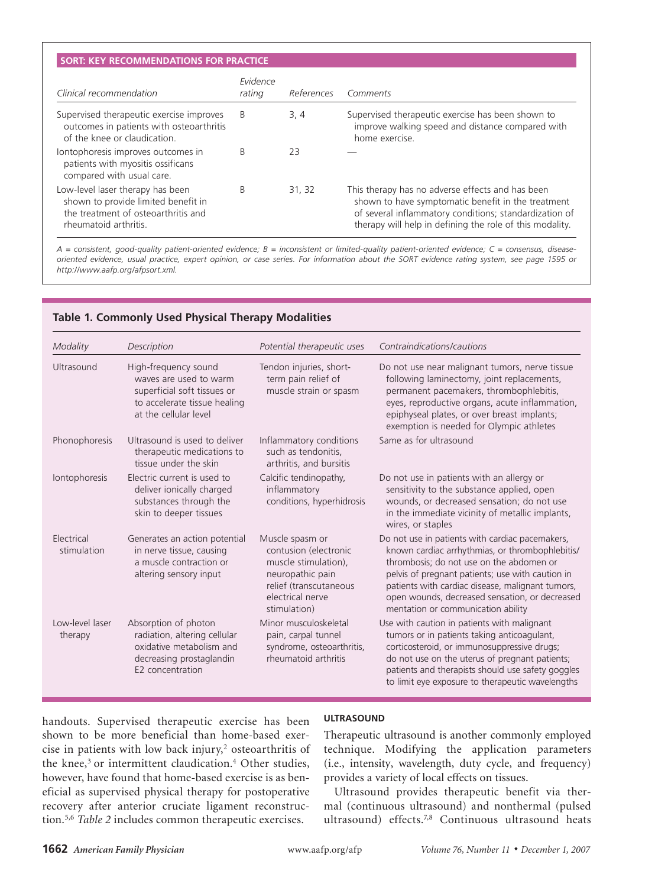**SORT: KEY RECOMMENDATIONS FOR PRACTICE**

| *Clinical recommendation* | *Evidence rating* | *References* | *Comments* |
|---|---|---|---|
| Supervised therapeutic exercise improves outcomes in patients with osteoarthritis of the knee or claudication. | B | 3, 4 | Supervised therapeutic exercise has been shown to improve walking speed and distance compared with home exercise. |
| Iontophoresis improves outcomes in patients with myositis ossificans compared with usual care. | B | 23 | — |
| Low-level laser therapy has been shown to provide limited benefit in the treatment of osteoarthritis and rheumatoid arthritis. | B | 31, 32 | This therapy has no adverse effects and has been shown to have symptomatic benefit in the treatment of several inflammatory conditions; standardization of therapy will help in defining the role of this modality. |

*A = consistent, good-quality patient-oriented evidence; B = inconsistent or limited-quality patient-oriented evidence; C = consensus, disease-oriented evidence, usual practice, expert opinion, or case series. For information about the SORT evidence rating system, see page 1595 or http://www.aafp.org/afpsort.xml.*

**Table 1. Commonly Used Physical Therapy Modalities**

| *Modality* | *Description* | *Potential therapeutic uses* | *Contraindications/cautions* |
|---|---|---|---|
| Ultrasound | High-frequency sound waves are used to warm superficial soft tissues or to accelerate tissue healing at the cellular level | Tendon injuries, short-term pain relief of muscle strain or spasm | Do not use near malignant tumors, nerve tissue following laminectomy, joint replacements, permanent pacemakers, thrombophlebitis, eyes, reproductive organs, acute inflammation, epiphyseal plates, or over breast implants; exemption is needed for Olympic athletes |
| Phonophoresis | Ultrasound is used to deliver therapeutic medications to tissue under the skin | Inflammatory conditions such as tendonitis, arthritis, and bursitis | Same as for ultrasound |
| Iontophoresis | Electric current is used to deliver ionically charged substances through the skin to deeper tissues | Calcific tendinopathy, inflammatory conditions, hyperhidrosis | Do not use in patients with an allergy or sensitivity to the substance applied, open wounds, or decreased sensation; do not use in the immediate vicinity of metallic implants, wires, or staples |
| Electrical stimulation | Generates an action potential in nerve tissue, causing a muscle contraction or altering sensory input | Muscle spasm or contusion (electronic muscle stimulation), neuropathic pain relief (transcutaneous electrical nerve stimulation) | Do not use in patients with cardiac pacemakers, known cardiac arrhythmias, or thrombophlebitis/thrombosis; do not use on the abdomen or pelvis of pregnant patients; use with caution in patients with cardiac disease, malignant tumors, open wounds, decreased sensation, or decreased mentation or communication ability |
| Low-level laser therapy | Absorption of photon radiation, altering cellular oxidative metabolism and decreasing prostaglandin E2 concentration | Minor musculoskeletal pain, carpal tunnel syndrome, osteoarthritis, rheumatoid arthritis | Use with caution in patients with malignant tumors or in patients taking anticoagulant, corticosteroid, or immunosuppressive drugs; do not use on the uterus of pregnant patients; patients and therapists should use safety goggles to limit eye exposure to therapeutic wavelengths |

handouts. Supervised therapeutic exercise has been shown to be more beneficial than home-based exercise in patients with low back injury,[2] osteoarthritis of the knee,[3] or intermittent claudication.[4] Other studies, however, have found that home-based exercise is as beneficial as supervised physical therapy for postoperative recovery after anterior cruciate ligament reconstruction.[5,6] *Table 2* includes common therapeutic exercises.

### ULTRASOUND

Therapeutic ultrasound is another commonly employed technique. Modifying the application parameters (i.e., intensity, wavelength, duty cycle, and frequency) provides a variety of local effects on tissues.

Ultrasound provides therapeutic benefit via thermal (continuous ultrasound) and nonthermal (pulsed ultrasound) effects.[7,8] Continuous ultrasound heats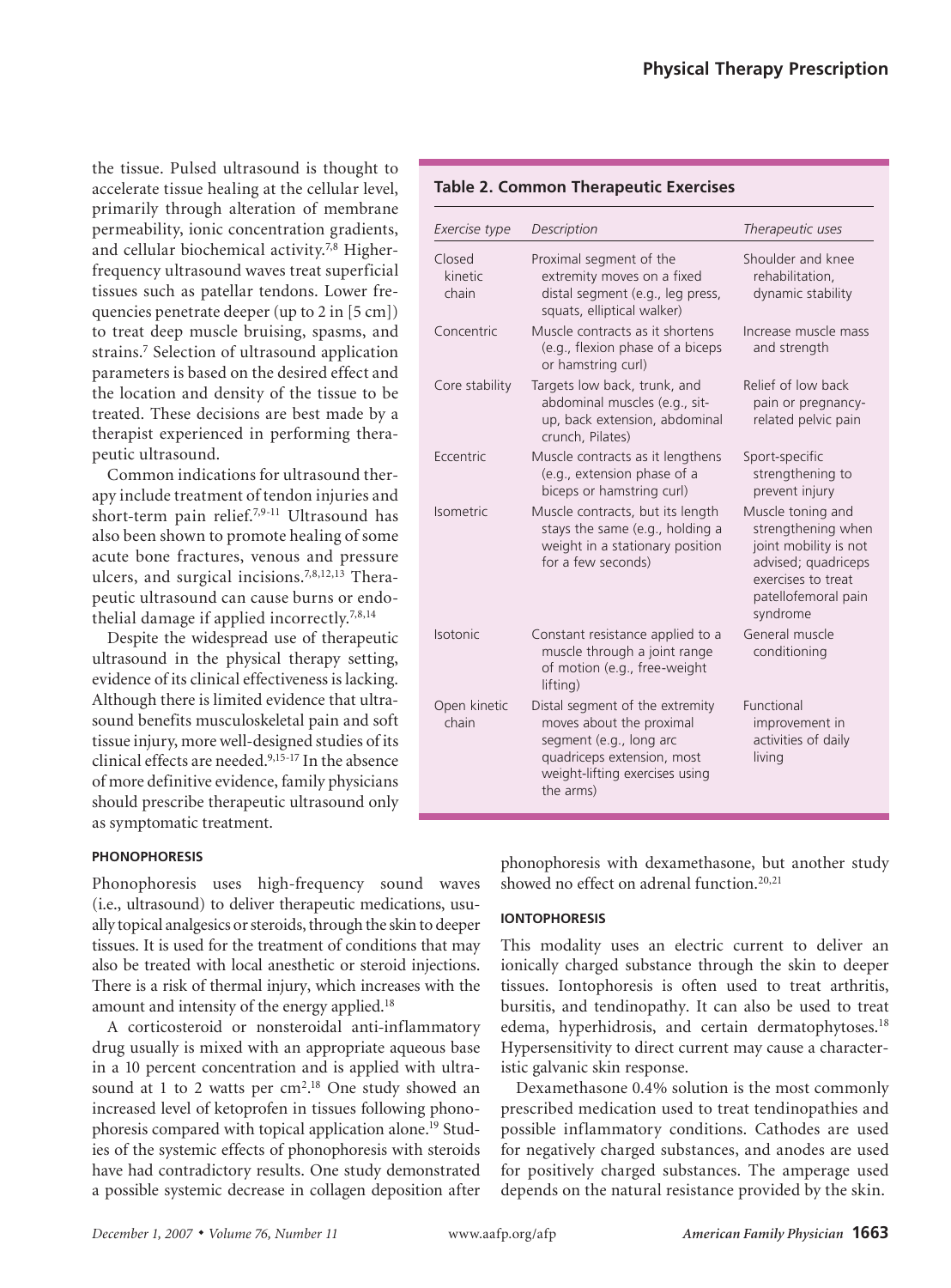the tissue. Pulsed ultrasound is thought to accelerate tissue healing at the cellular level, primarily through alteration of membrane permeability, ionic concentration gradients, and cellular biochemical activity.[7,8] Higher-frequency ultrasound waves treat superficial tissues such as patellar tendons. Lower frequencies penetrate deeper (up to 2 in [5 cm]) to treat deep muscle bruising, spasms, and strains.[7] Selection of ultrasound application parameters is based on the desired effect and the location and density of the tissue to be treated. These decisions are best made by a therapist experienced in performing therapeutic ultrasound.

Common indications for ultrasound therapy include treatment of tendon injuries and short-term pain relief.[7,9-11] Ultrasound has also been shown to promote healing of some acute bone fractures, venous and pressure ulcers, and surgical incisions.[7,8,12,13] Therapeutic ultrasound can cause burns or endothelial damage if applied incorrectly.[7,8,14]

Despite the widespread use of therapeutic ultrasound in the physical therapy setting, evidence of its clinical effectiveness is lacking. Although there is limited evidence that ultrasound benefits musculoskeletal pain and soft tissue injury, more well-designed studies of its clinical effects are needed.[9,15-17] In the absence of more definitive evidence, family physicians should prescribe therapeutic ultrasound only as symptomatic treatment.

**Table 2. Common Therapeutic Exercises**

| *Exercise type* | *Description* | *Therapeutic uses* |
|---|---|---|
| Closed kinetic chain | Proximal segment of the extremity moves on a fixed distal segment (e.g., leg press, squats, elliptical walker) | Shoulder and knee rehabilitation, dynamic stability |
| Concentric | Muscle contracts as it shortens (e.g., flexion phase of a biceps or hamstring curl) | Increase muscle mass and strength |
| Core stability | Targets low back, trunk, and abdominal muscles (e.g., sit-up, back extension, abdominal crunch, Pilates) | Relief of low back pain or pregnancy-related pelvic pain |
| Eccentric | Muscle contracts as it lengthens (e.g., extension phase of a biceps or hamstring curl) | Sport-specific strengthening to prevent injury |
| Isometric | Muscle contracts, but its length stays the same (e.g., holding a weight in a stationary position for a few seconds) | Muscle toning and strengthening when joint mobility is not advised; quadriceps exercises to treat patellofemoral pain syndrome |
| Isotonic | Constant resistance applied to a muscle through a joint range of motion (e.g., free-weight lifting) | General muscle conditioning |
| Open kinetic chain | Distal segment of the extremity moves about the proximal segment (e.g., long arc quadriceps extension, most weight-lifting exercises using the arms) | Functional improvement in activities of daily living |

#### PHONOPHORESIS

Phonophoresis uses high-frequency sound waves (i.e., ultrasound) to deliver therapeutic medications, usually topical analgesics or steroids, through the skin to deeper tissues. It is used for the treatment of conditions that may also be treated with local anesthetic or steroid injections. There is a risk of thermal injury, which increases with the amount and intensity of the energy applied.[18]

A corticosteroid or nonsteroidal anti-inflammatory drug usually is mixed with an appropriate aqueous base in a 10 percent concentration and is applied with ultrasound at 1 to 2 watts per $cm^2$.[18] One study showed an increased level of ketoprofen in tissues following phonophoresis compared with topical application alone.[19] Studies of the systemic effects of phonophoresis with steroids have had contradictory results. One study demonstrated a possible systemic decrease in collagen deposition after phonophoresis with dexamethasone, but another study showed no effect on adrenal function.[20,21]

#### IONTOPHORESIS

This modality uses an electric current to deliver an ionically charged substance through the skin to deeper tissues. Iontophoresis is often used to treat arthritis, bursitis, and tendinopathy. It can also be used to treat edema, hyperhidrosis, and certain dermatophytoses.[18] Hypersensitivity to direct current may cause a characteristic galvanic skin response.

Dexamethasone 0.4% solution is the most commonly prescribed medication used to treat tendinopathies and possible inflammatory conditions. Cathodes are used for negatively charged substances, and anodes are used for positively charged substances. The amperage used depends on the natural resistance provided by the skin.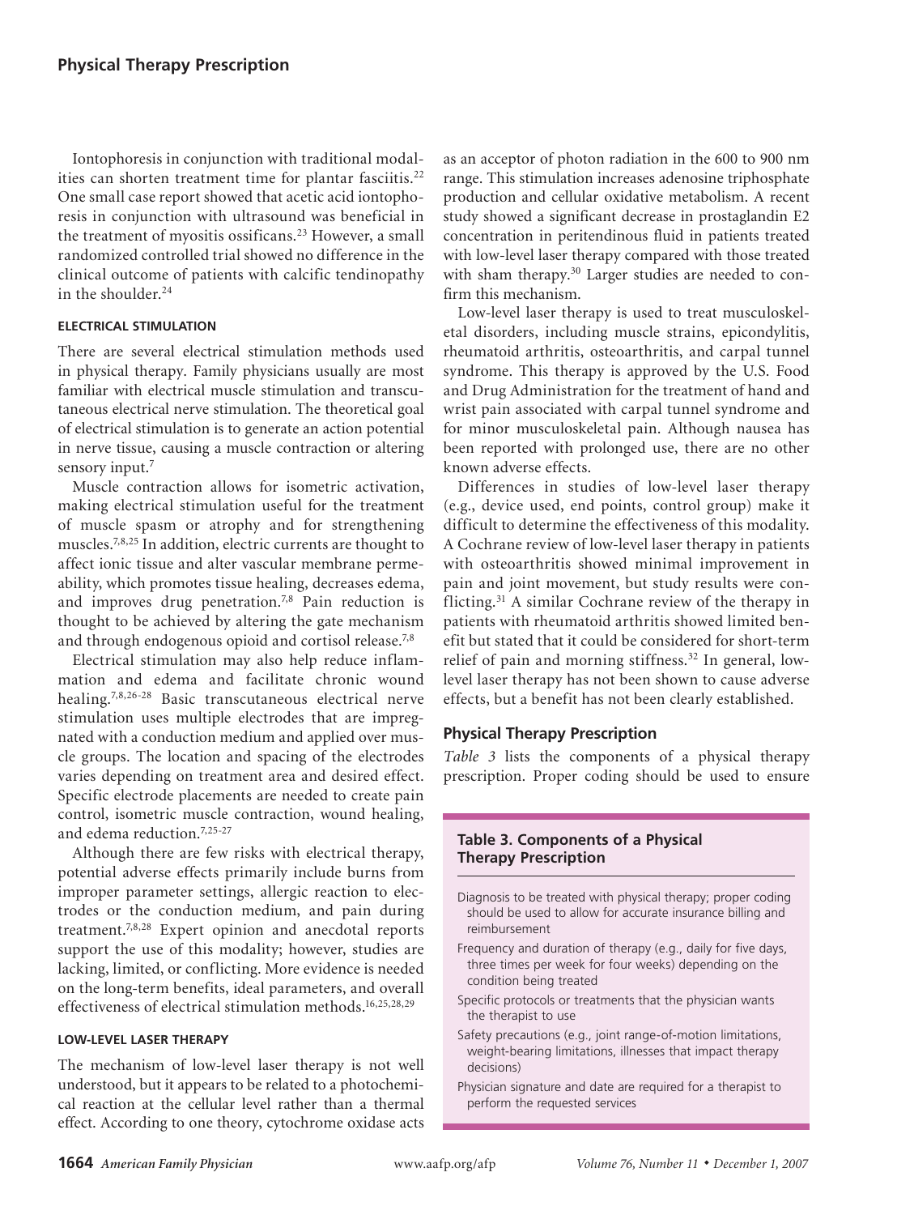Iontophoresis in conjunction with traditional modalities can shorten treatment time for plantar fasciitis.[22] One small case report showed that acetic acid iontophoresis in conjunction with ultrasound was beneficial in the treatment of myositis ossificans.[23] However, a small randomized controlled trial showed no difference in the clinical outcome of patients with calcific tendinopathy in the shoulder.[24]

### ELECTRICAL STIMULATION

There are several electrical stimulation methods used in physical therapy. Family physicians usually are most familiar with electrical muscle stimulation and transcutaneous electrical nerve stimulation. The theoretical goal of electrical stimulation is to generate an action potential in nerve tissue, causing a muscle contraction or altering sensory input.[7]

Muscle contraction allows for isometric activation, making electrical stimulation useful for the treatment of muscle spasm or atrophy and for strengthening muscles.[7,8,25] In addition, electric currents are thought to affect ionic tissue and alter vascular membrane permeability, which promotes tissue healing, decreases edema, and improves drug penetration.[7,8] Pain reduction is thought to be achieved by altering the gate mechanism and through endogenous opioid and cortisol release.[7,8]

Electrical stimulation may also help reduce inflammation and edema and facilitate chronic wound healing.[7,8,26-28] Basic transcutaneous electrical nerve stimulation uses multiple electrodes that are impregnated with a conduction medium and applied over muscle groups. The location and spacing of the electrodes varies depending on treatment area and desired effect. Specific electrode placements are needed to create pain control, isometric muscle contraction, wound healing, and edema reduction.[7,25-27]

Although there are few risks with electrical therapy, potential adverse effects primarily include burns from improper parameter settings, allergic reaction to electrodes or the conduction medium, and pain during treatment.[7,8,28] Expert opinion and anecdotal reports support the use of this modality; however, studies are lacking, limited, or conflicting. More evidence is needed on the long-term benefits, ideal parameters, and overall effectiveness of electrical stimulation methods.[16,25,28,29]

### LOW-LEVEL LASER THERAPY

The mechanism of low-level laser therapy is not well understood, but it appears to be related to a photochemical reaction at the cellular level rather than a thermal effect. According to one theory, cytochrome oxidase acts as an acceptor of photon radiation in the 600 to 900 nm range. This stimulation increases adenosine triphosphate production and cellular oxidative metabolism. A recent study showed a significant decrease in prostaglandin E2 concentration in peritendinous fluid in patients treated with low-level laser therapy compared with those treated with sham therapy.[30] Larger studies are needed to confirm this mechanism.

Low-level laser therapy is used to treat musculoskeletal disorders, including muscle strains, epicondylitis, rheumatoid arthritis, osteoarthritis, and carpal tunnel syndrome. This therapy is approved by the U.S. Food and Drug Administration for the treatment of hand and wrist pain associated with carpal tunnel syndrome and for minor musculoskeletal pain. Although nausea has been reported with prolonged use, there are no other known adverse effects.

Differences in studies of low-level laser therapy (e.g., device used, end points, control group) make it difficult to determine the effectiveness of this modality. A Cochrane review of low-level laser therapy in patients with osteoarthritis showed minimal improvement in pain and joint movement, but study results were conflicting.[31] A similar Cochrane review of the therapy in patients with rheumatoid arthritis showed limited benefit but stated that it could be considered for short-term relief of pain and morning stiffness.[32] In general, low-level laser therapy has not been shown to cause adverse effects, but a benefit has not been clearly established.

## Physical Therapy Prescription

*Table 3* lists the components of a physical therapy prescription. Proper coding should be used to ensure

**Table 3. Components of a Physical Therapy Prescription**

- Diagnosis to be treated with physical therapy; proper coding should be used to allow for accurate insurance billing and reimbursement
- Frequency and duration of therapy (e.g., daily for five days, three times per week for four weeks) depending on the condition being treated
- Specific protocols or treatments that the physician wants the therapist to use
- Safety precautions (e.g., joint range-of-motion limitations, weight-bearing limitations, illnesses that impact therapy decisions)
- Physician signature and date are required for a therapist to perform the requested services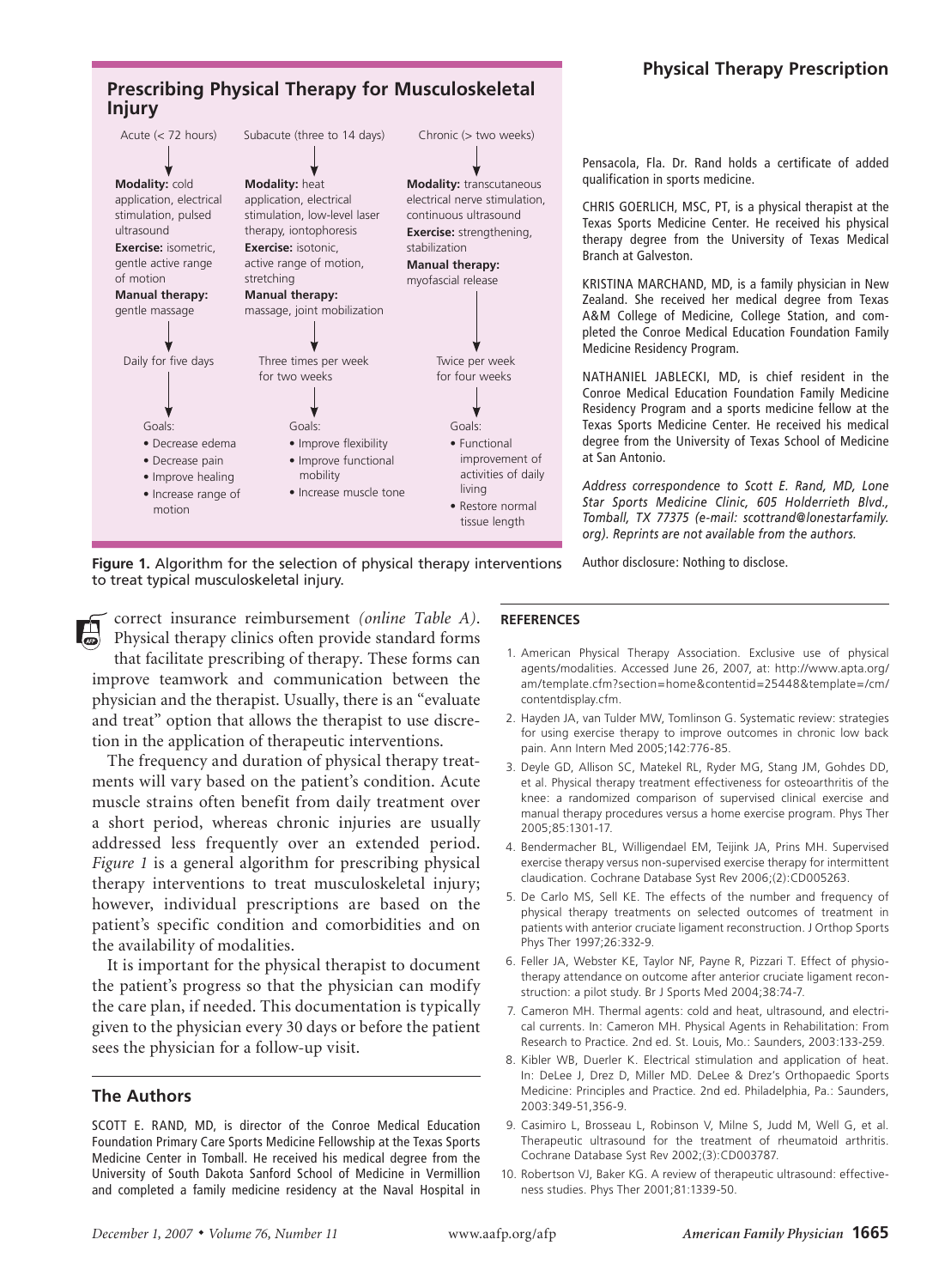## Prescribing Physical Therapy for Musculoskeletal Injury

| Acute (< 72 hours) | Subacute (three to 14 days) | Chronic (> two weeks) |
| --- | --- | --- |
| **Modality:** cold application, electrical stimulation, pulsed ultrasound | **Modality:** heat application, electrical stimulation, low-level laser therapy, iontophoresis | **Modality:** transcutaneous electrical nerve stimulation, continuous ultrasound |
| **Exercise:** isometric, gentle active range of motion | **Exercise:** isotonic, active range of motion, stretching | **Exercise:** strengthening, stabilization |
| **Manual therapy:** gentle massage | **Manual therapy:** massage, joint mobilization | **Manual therapy:** myofascial release |
| Daily for five days | Three times per week for two weeks | Twice per week for four weeks |
| Goals: • Decrease edema • Decrease pain • Improve healing • Increase range of motion | Goals: • Improve flexibility • Improve functional mobility • Increase muscle tone | Goals: • Functional improvement of activities of daily living • Restore normal tissue length |

**Figure 1.** Algorithm for the selection of physical therapy interventions to treat typical musculoskeletal injury.

correct insurance reimbursement *(online Table A)*. Physical therapy clinics often provide standard forms that facilitate prescribing of therapy. These forms can improve teamwork and communication between the physician and the therapist. Usually, there is an "evaluate and treat" option that allows the therapist to use discretion in the application of therapeutic interventions.

The frequency and duration of physical therapy treatments will vary based on the patient's condition. Acute muscle strains often benefit from daily treatment over a short period, whereas chronic injuries are usually addressed less frequently over an extended period. *Figure 1* is a general algorithm for prescribing physical therapy interventions to treat musculoskeletal injury; however, individual prescriptions are based on the patient's specific condition and comorbidities and on the availability of modalities.

It is important for the physical therapist to document the patient's progress so that the physician can modify the care plan, if needed. This documentation is typically given to the physician every 30 days or before the patient sees the physician for a follow-up visit.

### The Authors

SCOTT E. RAND, MD, is director of the Conroe Medical Education Foundation Primary Care Sports Medicine Fellowship at the Texas Sports Medicine Center in Tomball. He received his medical degree from the University of South Dakota Sanford School of Medicine in Vermillion and completed a family medicine residency at the Naval Hospital in Pensacola, Fla. Dr. Rand holds a certificate of added qualification in sports medicine.

CHRIS GOERLICH, MSC, PT, is a physical therapist at the Texas Sports Medicine Center. He received his physical therapy degree from the University of Texas Medical Branch at Galveston.

KRISTINA MARCHAND, MD, is a family physician in New Zealand. She received her medical degree from Texas A&M College of Medicine, College Station, and completed the Conroe Medical Education Foundation Family Medicine Residency Program.

NATHANIEL JABLECKI, MD, is chief resident in the Conroe Medical Education Foundation Family Medicine Residency Program and a sports medicine fellow at the Texas Sports Medicine Center. He received his medical degree from the University of Texas School of Medicine at San Antonio.

*Address correspondence to Scott E. Rand, MD, Lone Star Sports Medicine Clinic, 605 Holderrieth Blvd., Tomball, TX 77375 (e-mail: scottrand@lonestarfamily.org). Reprints are not available from the authors.*

Author disclosure: Nothing to disclose.

### REFERENCES

1. American Physical Therapy Association. Exclusive use of physical agents/modalities. Accessed June 26, 2007, at: http://www.apta.org/am/template.cfm?section=home&contentid=25448&template=/cm/contentdisplay.cfm.
2. Hayden JA, van Tulder MW, Tomlinson G. Systematic review: strategies for using exercise therapy to improve outcomes in chronic low back pain. Ann Intern Med 2005;142:776-85.
3. Deyle GD, Allison SC, Matekel RL, Ryder MG, Stang JM, Gohdes DD, et al. Physical therapy treatment effectiveness for osteoarthritis of the knee: a randomized comparison of supervised clinical exercise and manual therapy procedures versus a home exercise program. Phys Ther 2005;85:1301-17.
4. Bendermacher BL, Willigendael EM, Teijink JA, Prins MH. Supervised exercise therapy versus non-supervised exercise therapy for intermittent claudication. Cochrane Database Syst Rev 2006;(2):CD005263.
5. De Carlo MS, Sell KE. The effects of the number and frequency of physical therapy treatments on selected outcomes of treatment in patients with anterior cruciate ligament reconstruction. J Orthop Sports Phys Ther 1997;26:332-9.
6. Feller JA, Webster KE, Taylor NF, Payne R, Pizzari T. Effect of physiotherapy attendance on outcome after anterior cruciate ligament reconstruction: a pilot study. Br J Sports Med 2004;38:74-7.
7. Cameron MH. Thermal agents: cold and heat, ultrasound, and electrical currents. In: Cameron MH. Physical Agents in Rehabilitation: From Research to Practice. 2nd ed. St. Louis, Mo.: Saunders, 2003:133-259.
8. Kibler WB, Duerler K. Electrical stimulation and application of heat. In: DeLee J, Drez D, Miller MD. DeLee & Drez's Orthopaedic Sports Medicine: Principles and Practice. 2nd ed. Philadelphia, Pa.: Saunders, 2003:349-51,356-9.
9. Casimiro L, Brosseau L, Robinson V, Milne S, Judd M, Well G, et al. Therapeutic ultrasound for the treatment of rheumatoid arthritis. Cochrane Database Syst Rev 2002;(3):CD003787.
10. Robertson VJ, Baker KG. A review of therapeutic ultrasound: effectiveness studies. Phys Ther 2001;81:1339-50.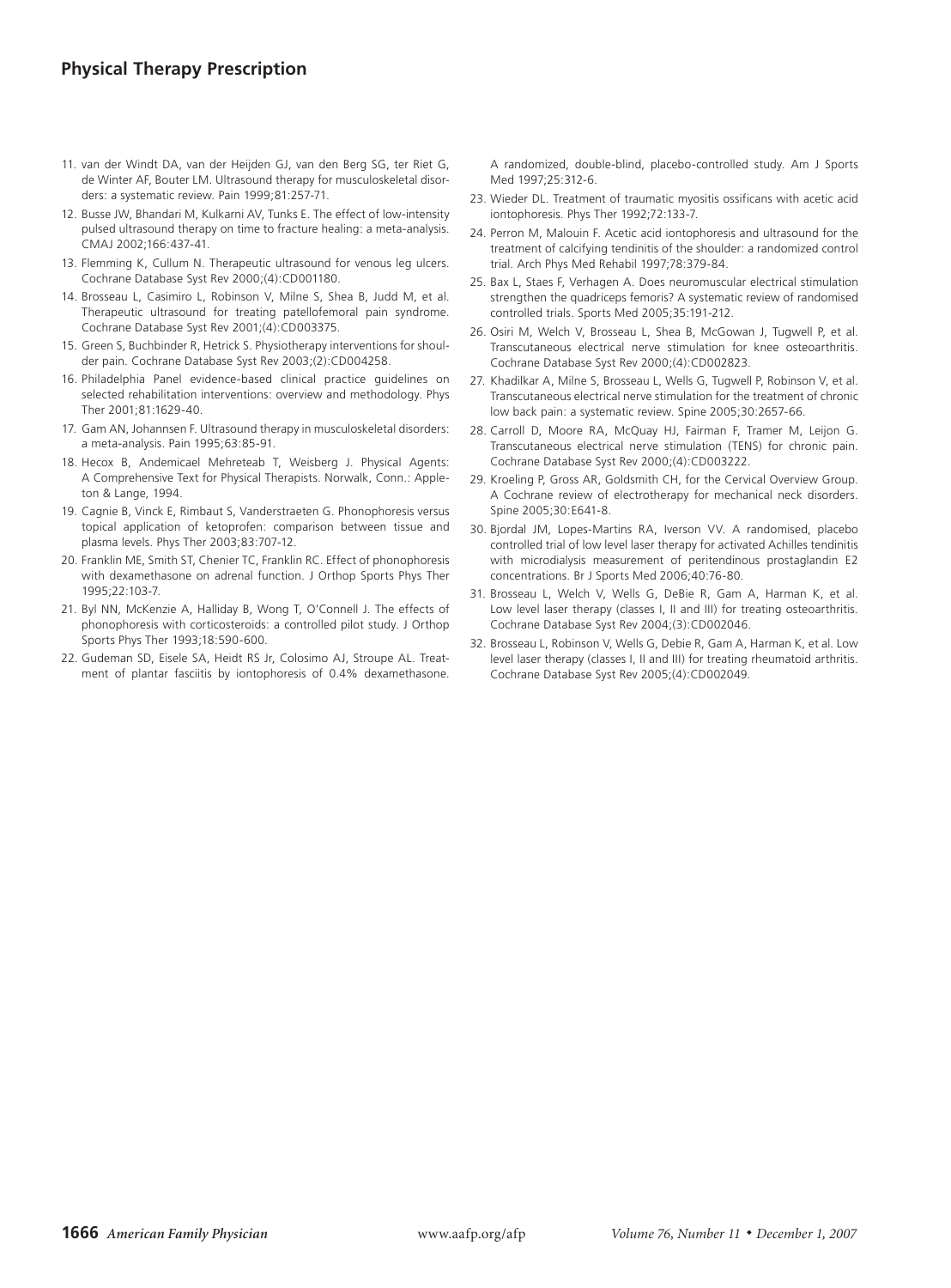11. van der Windt DA, van der Heijden GJ, van den Berg SG, ter Riet G, de Winter AF, Bouter LM. Ultrasound therapy for musculoskeletal disorders: a systematic review. Pain 1999;81:257-71.
12. Busse JW, Bhandari M, Kulkarni AV, Tunks E. The effect of low-intensity pulsed ultrasound therapy on time to fracture healing: a meta-analysis. CMAJ 2002;166:437-41.
13. Flemming K, Cullum N. Therapeutic ultrasound for venous leg ulcers. Cochrane Database Syst Rev 2000;(4):CD001180.
14. Brosseau L, Casimiro L, Robinson V, Milne S, Shea B, Judd M, et al. Therapeutic ultrasound for treating patellofemoral pain syndrome. Cochrane Database Syst Rev 2001;(4):CD003375.
15. Green S, Buchbinder R, Hetrick S. Physiotherapy interventions for shoulder pain. Cochrane Database Syst Rev 2003;(2):CD004258.
16. Philadelphia Panel evidence-based clinical practice guidelines on selected rehabilitation interventions: overview and methodology. Phys Ther 2001;81:1629-40.
17. Gam AN, Johannsen F. Ultrasound therapy in musculoskeletal disorders: a meta-analysis. Pain 1995;63:85-91.
18. Hecox B, Andemicael Mehreteab T, Weisberg J. Physical Agents: A Comprehensive Text for Physical Therapists. Norwalk, Conn.: Appleton & Lange, 1994.
19. Cagnie B, Vinck E, Rimbaut S, Vanderstraeten G. Phonophoresis versus topical application of ketoprofen: comparison between tissue and plasma levels. Phys Ther 2003;83:707-12.
20. Franklin ME, Smith ST, Chenier TC, Franklin RC. Effect of phonophoresis with dexamethasone on adrenal function. J Orthop Sports Phys Ther 1995;22:103-7.
21. Byl NN, McKenzie A, Halliday B, Wong T, O'Connell J. The effects of phonophoresis with corticosteroids: a controlled pilot study. J Orthop Sports Phys Ther 1993;18:590-600.
22. Gudeman SD, Eisele SA, Heidt RS Jr, Colosimo AJ, Stroupe AL. Treatment of plantar fasciitis by iontophoresis of 0.4% dexamethasone. A randomized, double-blind, placebo-controlled study. Am J Sports Med 1997;25:312-6.
23. Wieder DL. Treatment of traumatic myositis ossificans with acetic acid iontophoresis. Phys Ther 1992;72:133-7.
24. Perron M, Malouin F. Acetic acid iontophoresis and ultrasound for the treatment of calcifying tendinitis of the shoulder: a randomized control trial. Arch Phys Med Rehabil 1997;78:379-84.
25. Bax L, Staes F, Verhagen A. Does neuromuscular electrical stimulation strengthen the quadriceps femoris? A systematic review of randomised controlled trials. Sports Med 2005;35:191-212.
26. Osiri M, Welch V, Brosseau L, Shea B, McGowan J, Tugwell P, et al. Transcutaneous electrical nerve stimulation for knee osteoarthritis. Cochrane Database Syst Rev 2000;(4):CD002823.
27. Khadilkar A, Milne S, Brosseau L, Wells G, Tugwell P, Robinson V, et al. Transcutaneous electrical nerve stimulation for the treatment of chronic low back pain: a systematic review. Spine 2005;30:2657-66.
28. Carroll D, Moore RA, McQuay HJ, Fairman F, Tramer M, Leijon G. Transcutaneous electrical nerve stimulation (TENS) for chronic pain. Cochrane Database Syst Rev 2000;(4):CD003222.
29. Kroeling P, Gross AR, Goldsmith CH, for the Cervical Overview Group. A Cochrane review of electrotherapy for mechanical neck disorders. Spine 2005;30:E641-8.
30. Bjordal JM, Lopes-Martins RA, Iverson VV. A randomised, placebo controlled trial of low level laser therapy for activated Achilles tendinitis with microdialysis measurement of peritendinous prostaglandin E2 concentrations. Br J Sports Med 2006;40:76-80.
31. Brosseau L, Welch V, Wells G, DeBie R, Gam A, Harman K, et al. Low level laser therapy (classes I, II and III) for treating osteoarthritis. Cochrane Database Syst Rev 2004;(3):CD002046.
32. Brosseau L, Robinson V, Wells G, Debie R, Gam A, Harman K, et al. Low level laser therapy (classes I, II and III) for treating rheumatoid arthritis. Cochrane Database Syst Rev 2005;(4):CD002049.